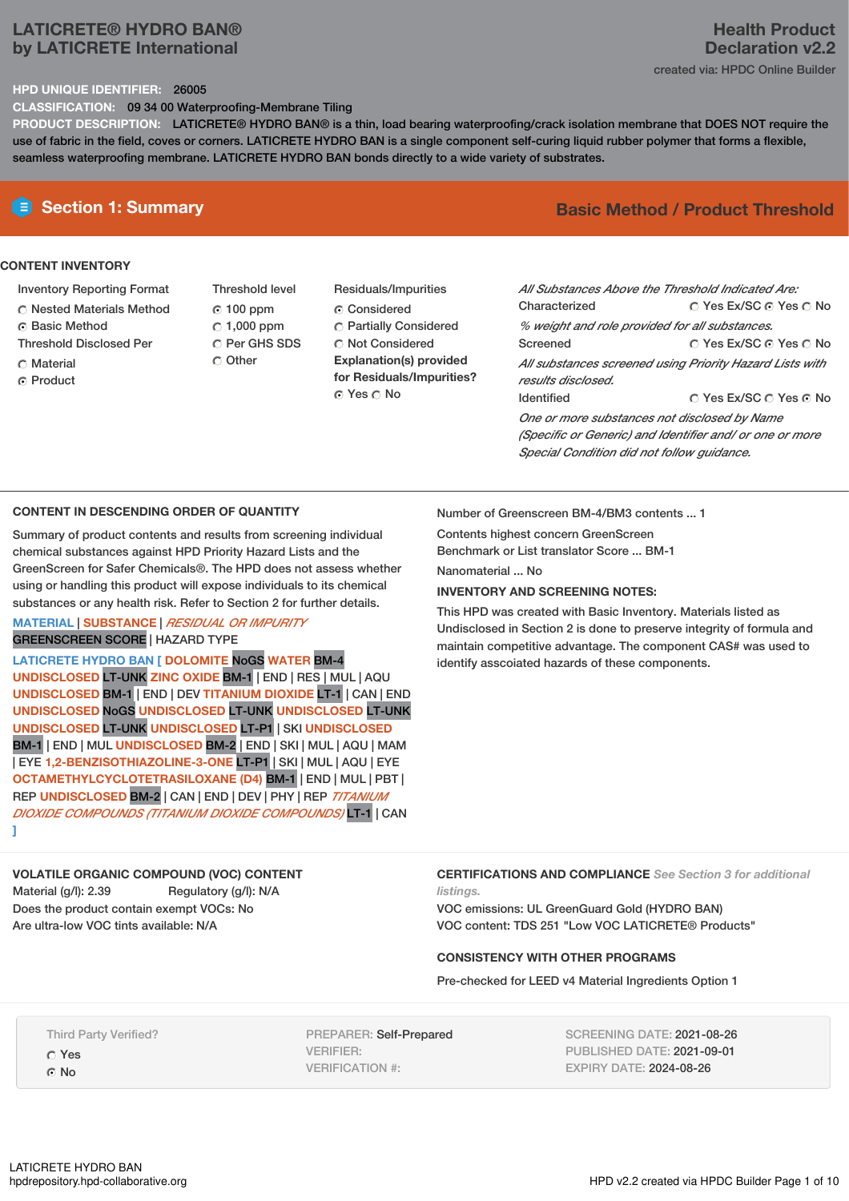# LATICRETE® HYDRO BAN®
by LATICRETE International

**Health Product Declaration v2.2**

created via: HPDC Online Builder

**HPD UNIQUE IDENTIFIER:** 26005

**CLASSIFICATION:** 09 34 00 Waterproofing-Membrane Tiling

**PRODUCT DESCRIPTION:** LATICRETE® HYDRO BAN® is a thin, load bearing waterproofing/crack isolation membrane that DOES NOT require the use of fabric in the field, coves or corners. LATICRETE HYDRO BAN is a single component self-curing liquid rubber polymer that forms a flexible, seamless waterproofing membrane. LATICRETE HYDRO BAN bonds directly to a wide variety of substrates.

## Section 1: Summary

**Basic Method / Product Threshold**

### CONTENT INVENTORY

Inventory Reporting Format
- ○ Nested Materials Method
- ● Basic Method

Threshold Disclosed Per
- ○ Material
- ● Product

Threshold level
- ● 100 ppm
- ○ 1,000 ppm
- ○ Per GHS SDS
- ○ Other

Residuals/Impurities
- ● Considered
- ○ Partially Considered
- ○ Not Considered

**Explanation(s) provided for Residuals/Impurities?**
- ● Yes ○ No

*All Substances Above the Threshold Indicated Are:*

Characterized ○ Yes Ex/SC ● Yes ○ No

*% weight and role provided for all substances.*

Screened ○ Yes Ex/SC ● Yes ○ No

*All substances screened using Priority Hazard Lists with results disclosed.*

Identified ○ Yes Ex/SC ○ Yes ● No

*One or more substances not disclosed by Name (Specific or Generic) and Identifier and/ or one or more Special Condition did not follow guidance.*

### CONTENT IN DESCENDING ORDER OF QUANTITY

Summary of product contents and results from screening individual chemical substances against HPD Priority Hazard Lists and the GreenScreen for Safer Chemicals®. The HPD does not assess whether using or handling this product will expose individuals to its chemical substances or any health risk. Refer to Section 2 for further details.

MATERIAL | SUBSTANCE | *RESIDUAL OR IMPURITY*
GREENSCREEN SCORE | HAZARD TYPE

LATICRETE HYDRO BAN [ DOLOMITE NoGS WATER BM-4 UNDISCLOSED LT-UNK ZINC OXIDE BM-1 | END | RES | MUL | AQU UNDISCLOSED BM-1 | END | DEV TITANIUM DIOXIDE LT-1 | CAN | END UNDISCLOSED NoGS UNDISCLOSED LT-UNK UNDISCLOSED LT-UNK UNDISCLOSED LT-UNK UNDISCLOSED LT-P1 | SKI UNDISCLOSED BM-1 | END | MUL UNDISCLOSED BM-2 | END | SKI | MUL | AQU | MAM | EYE 1,2-BENZISOTHIAZOLINE-3-ONE LT-P1 | SKI | MUL | AQU | EYE OCTAMETHYLCYCLOTETRASILOXANE (D4) BM-1 | END | MUL | PBT | REP UNDISCLOSED BM-2 | CAN | END | DEV | PHY | REP *TITANIUM DIOXIDE COMPOUNDS (TITANIUM DIOXIDE COMPOUNDS)* LT-1 | CAN ]

Number of Greenscreen BM-4/BM3 contents ... 1

Contents highest concern GreenScreen Benchmark or List translator Score ... BM-1

Nanomaterial ... No

**INVENTORY AND SCREENING NOTES:**

This HPD was created with Basic Inventory. Materials listed as Undisclosed in Section 2 is done to preserve integrity of formula and maintain competitive advantage. The component CAS# was used to identify assocaited hazards of these components.

### VOLATILE ORGANIC COMPOUND (VOC) CONTENT

Material (g/l): 2.39 Regulatory (g/l): N/A

Does the product contain exempt VOCs: No

Are ultra-low VOC tints available: N/A

### CERTIFICATIONS AND COMPLIANCE *See Section 3 for additional listings.*

VOC emissions: UL GreenGuard Gold (HYDRO BAN)

VOC content: TDS 251 "Low VOC LATICRETE® Products"

### CONSISTENCY WITH OTHER PROGRAMS

Pre-checked for LEED v4 Material Ingredients Option 1

Third Party Verified?
- ○ Yes
- ● No

PREPARER: Self-Prepared
VERIFIER:
VERIFICATION #:

SCREENING DATE: 2021-08-26
PUBLISHED DATE: 2021-09-01
EXPIRY DATE: 2024-08-26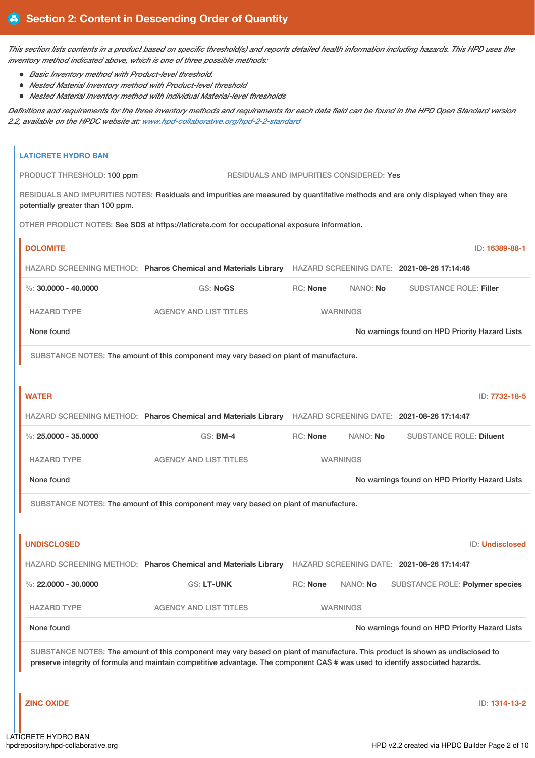## Section 2: Content in Descending Order of Quantity

*This section lists contents in a product based on specific threshold(s) and reports detailed health information including hazards. This HPD uses the inventory method indicated above, which is one of three possible methods:*

- *Basic Inventory method with Product-level threshold.*
- *Nested Material Inventory method with Product-level threshold*
- *Nested Material Inventory method with individual Material-level thresholds*

*Definitions and requirements for the three inventory methods and requirements for each data field can be found in the HPD Open Standard version 2.2, available on the HPDC website at: www.hpd-collaborative.org/hpd-2-2-standard*

### LATICRETE HYDRO BAN

PRODUCT THRESHOLD: 100 ppm

RESIDUALS AND IMPURITIES CONSIDERED: Yes

RESIDUALS AND IMPURITIES NOTES: Residuals and impurities are measured by quantitative methods and are only displayed when they are potentially greater than 100 ppm.

OTHER PRODUCT NOTES: See SDS at https://laticrete.com for occupational exposure information.

#### DOLOMITE

ID: 16389-88-1

HAZARD SCREENING METHOD: **Pharos Chemical and Materials Library** HAZARD SCREENING DATE: **2021-08-26 17:14:46**

%: **30.0000 - 40.0000** GS: **NoGS** RC: **None** NANO: **No** SUBSTANCE ROLE: **Filler**

| HAZARD TYPE | AGENCY AND LIST TITLES | WARNINGS |
|---|---|---|
| None found | | No warnings found on HPD Priority Hazard Lists |

SUBSTANCE NOTES: The amount of this component may vary based on plant of manufacture.

#### WATER

ID: 7732-18-5

HAZARD SCREENING METHOD: **Pharos Chemical and Materials Library** HAZARD SCREENING DATE: **2021-08-26 17:14:47**

%: **25.0000 - 35.0000** GS: **BM-4** RC: **None** NANO: **No** SUBSTANCE ROLE: **Diluent**

| HAZARD TYPE | AGENCY AND LIST TITLES | WARNINGS |
|---|---|---|
| None found | | No warnings found on HPD Priority Hazard Lists |

SUBSTANCE NOTES: The amount of this component may vary based on plant of manufacture.

#### UNDISCLOSED

ID: Undisclosed

HAZARD SCREENING METHOD: **Pharos Chemical and Materials Library** HAZARD SCREENING DATE: **2021-08-26 17:14:47**

%: **22.0000 - 30.0000** GS: **LT-UNK** RC: **None** NANO: **No** SUBSTANCE ROLE: **Polymer species**

| HAZARD TYPE | AGENCY AND LIST TITLES | WARNINGS |
|---|---|---|
| None found | | No warnings found on HPD Priority Hazard Lists |

SUBSTANCE NOTES: The amount of this component may vary based on plant of manufacture. This product is shown as undisclosed to preserve integrity of formula and maintain competitive advantage. The component CAS # was used to identify associated hazards.

#### ZINC OXIDE

ID: 1314-13-2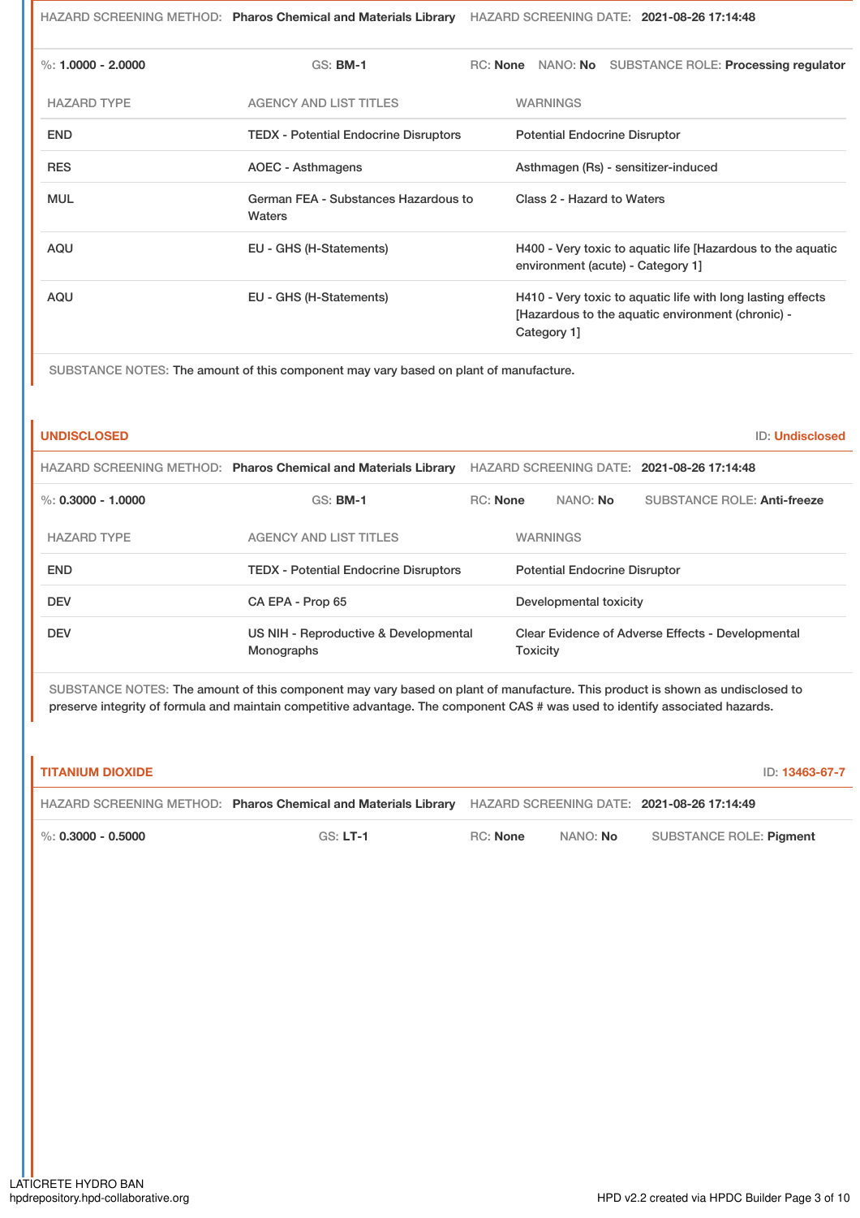HAZARD SCREENING METHOD: **Pharos Chemical and Materials Library** HAZARD SCREENING DATE: **2021-08-26 17:14:48**

%: **1.0000 - 2.0000** GS: **BM-1** RC: **None** NANO: **No** SUBSTANCE ROLE: **Processing regulator**

| HAZARD TYPE | AGENCY AND LIST TITLES | WARNINGS |
|---|---|---|
| END | TEDX - Potential Endocrine Disruptors | Potential Endocrine Disruptor |
| RES | AOEC - Asthmagens | Asthmagen (Rs) - sensitizer-induced |
| MUL | German FEA - Substances Hazardous to Waters | Class 2 - Hazard to Waters |
| AQU | EU - GHS (H-Statements) | H400 - Very toxic to aquatic life [Hazardous to the aquatic environment (acute) - Category 1] |
| AQU | EU - GHS (H-Statements) | H410 - Very toxic to aquatic life with long lasting effects [Hazardous to the aquatic environment (chronic) - Category 1] |

SUBSTANCE NOTES: The amount of this component may vary based on plant of manufacture.

## UNDISCLOSED

ID: Undisclosed

HAZARD SCREENING METHOD: **Pharos Chemical and Materials Library** HAZARD SCREENING DATE: **2021-08-26 17:14:48**

%: **0.3000 - 1.0000** GS: **BM-1** RC: **None** NANO: **No** SUBSTANCE ROLE: **Anti-freeze**

| HAZARD TYPE | AGENCY AND LIST TITLES | WARNINGS |
|---|---|---|
| END | TEDX - Potential Endocrine Disruptors | Potential Endocrine Disruptor |
| DEV | CA EPA - Prop 65 | Developmental toxicity |
| DEV | US NIH - Reproductive & Developmental Monographs | Clear Evidence of Adverse Effects - Developmental Toxicity |

SUBSTANCE NOTES: The amount of this component may vary based on plant of manufacture. This product is shown as undisclosed to preserve integrity of formula and maintain competitive advantage. The component CAS # was used to identify associated hazards.

## TITANIUM DIOXIDE

ID: 13463-67-7

HAZARD SCREENING METHOD: **Pharos Chemical and Materials Library** HAZARD SCREENING DATE: **2021-08-26 17:14:49**

%: **0.3000 - 0.5000** GS: **LT-1** RC: **None** NANO: **No** SUBSTANCE ROLE: **Pigment**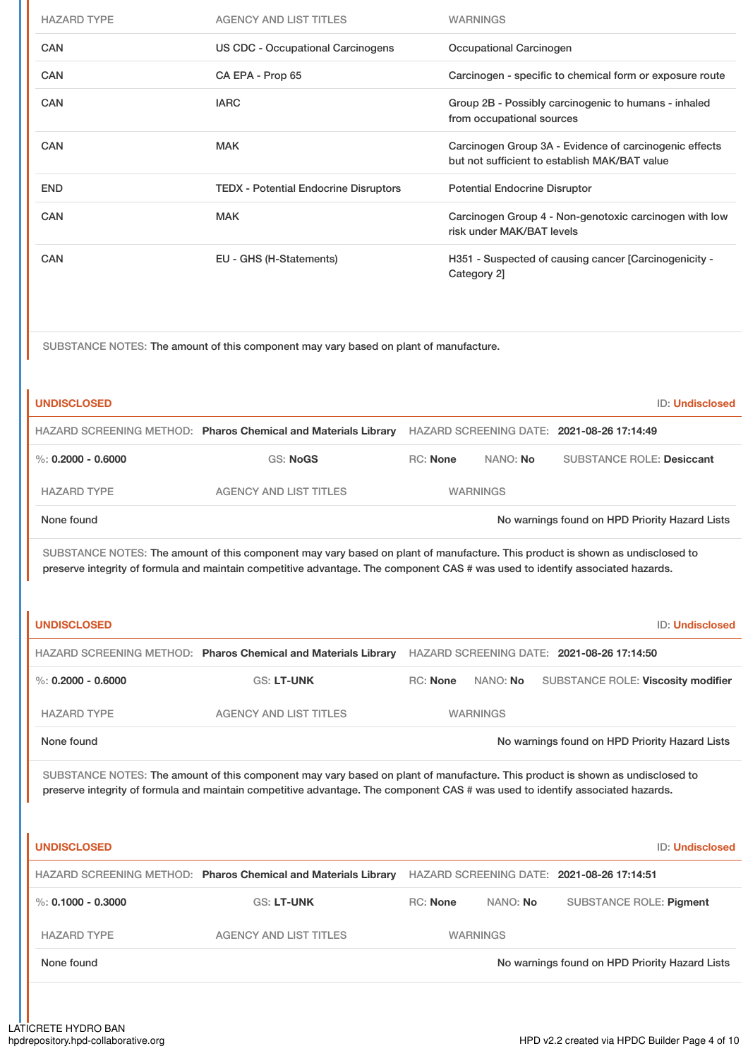| HAZARD TYPE | AGENCY AND LIST TITLES | WARNINGS |
|---|---|---|
| CAN | US CDC - Occupational Carcinogens | Occupational Carcinogen |
| CAN | CA EPA - Prop 65 | Carcinogen - specific to chemical form or exposure route |
| CAN | IARC | Group 2B - Possibly carcinogenic to humans - inhaled from occupational sources |
| CAN | MAK | Carcinogen Group 3A - Evidence of carcinogenic effects but not sufficient to establish MAK/BAT value |
| END | TEDX - Potential Endocrine Disruptors | Potential Endocrine Disruptor |
| CAN | MAK | Carcinogen Group 4 - Non-genotoxic carcinogen with low risk under MAK/BAT levels |
| CAN | EU - GHS (H-Statements) | H351 - Suspected of causing cancer [Carcinogenicity - Category 2] |

SUBSTANCE NOTES: The amount of this component may vary based on plant of manufacture.

## UNDISCLOSED

ID: **Undisclosed**

HAZARD SCREENING METHOD: **Pharos Chemical and Materials Library** HAZARD SCREENING DATE: **2021-08-26 17:14:49**

%: **0.2000 - 0.6000** GS: **NoGS** RC: **None** NANO: **No** SUBSTANCE ROLE: **Desiccant**

| HAZARD TYPE | AGENCY AND LIST TITLES | WARNINGS |
|---|---|---|
| None found | | No warnings found on HPD Priority Hazard Lists |

SUBSTANCE NOTES: The amount of this component may vary based on plant of manufacture. This product is shown as undisclosed to preserve integrity of formula and maintain competitive advantage. The component CAS # was used to identify associated hazards.

## UNDISCLOSED

ID: **Undisclosed**

HAZARD SCREENING METHOD: **Pharos Chemical and Materials Library** HAZARD SCREENING DATE: **2021-08-26 17:14:50**

%: **0.2000 - 0.6000** GS: **LT-UNK** RC: **None** NANO: **No** SUBSTANCE ROLE: **Viscosity modifier**

| HAZARD TYPE | AGENCY AND LIST TITLES | WARNINGS |
|---|---|---|
| None found | | No warnings found on HPD Priority Hazard Lists |

SUBSTANCE NOTES: The amount of this component may vary based on plant of manufacture. This product is shown as undisclosed to preserve integrity of formula and maintain competitive advantage. The component CAS # was used to identify associated hazards.

## UNDISCLOSED

ID: **Undisclosed**

HAZARD SCREENING METHOD: **Pharos Chemical and Materials Library** HAZARD SCREENING DATE: **2021-08-26 17:14:51**

%: **0.1000 - 0.3000** GS: **LT-UNK** RC: **None** NANO: **No** SUBSTANCE ROLE: **Pigment**

| HAZARD TYPE | AGENCY AND LIST TITLES | WARNINGS |
|---|---|---|
| None found | | No warnings found on HPD Priority Hazard Lists |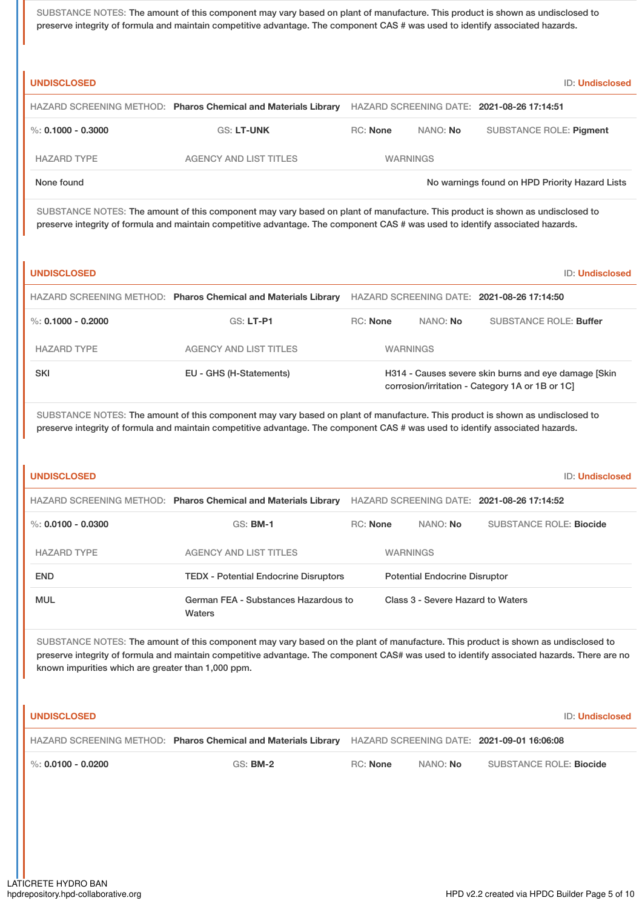SUBSTANCE NOTES: The amount of this component may vary based on plant of manufacture. This product is shown as undisclosed to preserve integrity of formula and maintain competitive advantage. The component CAS # was used to identify associated hazards.

**UNDISCLOSED** ID: **Undisclosed**

HAZARD SCREENING METHOD: **Pharos Chemical and Materials Library** HAZARD SCREENING DATE: **2021-08-26 17:14:51**

%: **0.1000 - 0.3000** GS: **LT-UNK** RC: **None** NANO: **No** SUBSTANCE ROLE: **Pigment**

| HAZARD TYPE | AGENCY AND LIST TITLES | WARNINGS |
|---|---|---|
| None found | | No warnings found on HPD Priority Hazard Lists |

SUBSTANCE NOTES: The amount of this component may vary based on plant of manufacture. This product is shown as undisclosed to preserve integrity of formula and maintain competitive advantage. The component CAS # was used to identify associated hazards.

**UNDISCLOSED** ID: **Undisclosed**

HAZARD SCREENING METHOD: **Pharos Chemical and Materials Library** HAZARD SCREENING DATE: **2021-08-26 17:14:50**

%: **0.1000 - 0.2000** GS: **LT-P1** RC: **None** NANO: **No** SUBSTANCE ROLE: **Buffer**

| HAZARD TYPE | AGENCY AND LIST TITLES | WARNINGS |
|---|---|---|
| SKI | EU - GHS (H-Statements) | H314 - Causes severe skin burns and eye damage [Skin corrosion/irritation - Category 1A or 1B or 1C] |

SUBSTANCE NOTES: The amount of this component may vary based on plant of manufacture. This product is shown as undisclosed to preserve integrity of formula and maintain competitive advantage. The component CAS # was used to identify associated hazards.

**UNDISCLOSED** ID: **Undisclosed**

HAZARD SCREENING METHOD: **Pharos Chemical and Materials Library** HAZARD SCREENING DATE: **2021-08-26 17:14:52**

%: **0.0100 - 0.0300** GS: **BM-1** RC: **None** NANO: **No** SUBSTANCE ROLE: **Biocide**

| HAZARD TYPE | AGENCY AND LIST TITLES | WARNINGS |
|---|---|---|
| END | TEDX - Potential Endocrine Disruptors | Potential Endocrine Disruptor |
| MUL | German FEA - Substances Hazardous to Waters | Class 3 - Severe Hazard to Waters |

SUBSTANCE NOTES: The amount of this component may vary based on the plant of manufacture. This product is shown as undisclosed to preserve integrity of formula and maintain competitive advantage. The component CAS# was used to identify associated hazards. There are no known impurities which are greater than 1,000 ppm.

**UNDISCLOSED** ID: **Undisclosed**

HAZARD SCREENING METHOD: **Pharos Chemical and Materials Library** HAZARD SCREENING DATE: **2021-09-01 16:06:08**

%: **0.0100 - 0.0200** GS: **BM-2** RC: **None** NANO: **No** SUBSTANCE ROLE: **Biocide**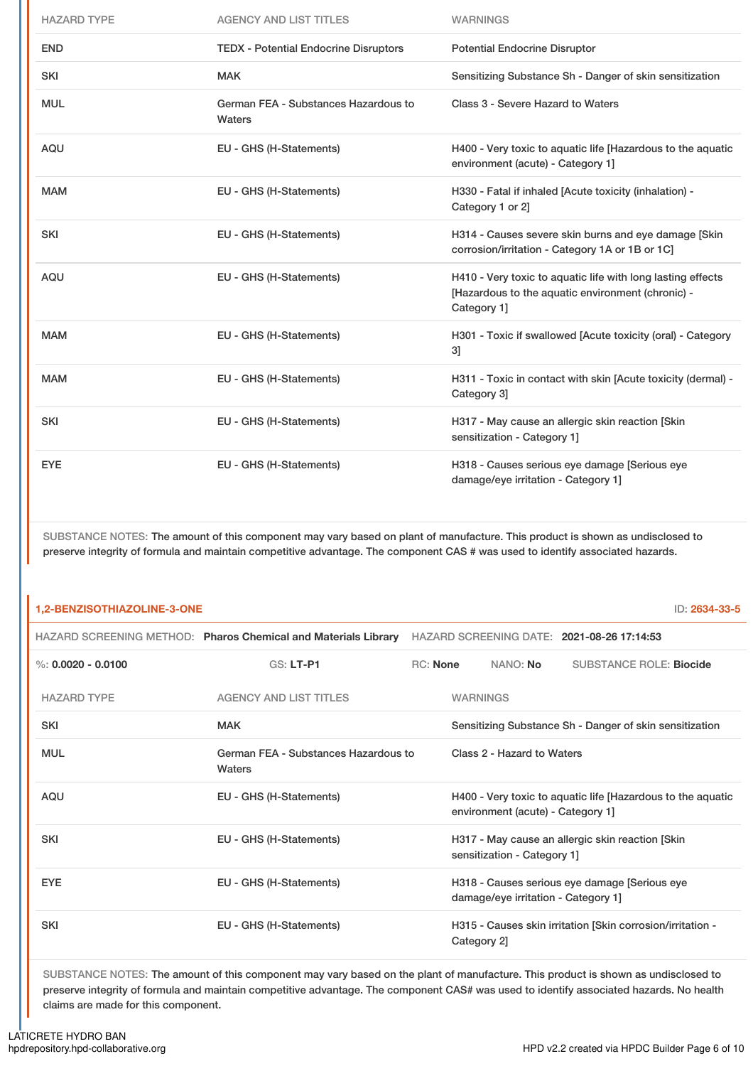| HAZARD TYPE | AGENCY AND LIST TITLES | WARNINGS |
|---|---|---|
| END | TEDX - Potential Endocrine Disruptors | Potential Endocrine Disruptor |
| SKI | MAK | Sensitizing Substance Sh - Danger of skin sensitization |
| MUL | German FEA - Substances Hazardous to Waters | Class 3 - Severe Hazard to Waters |
| AQU | EU - GHS (H-Statements) | H400 - Very toxic to aquatic life [Hazardous to the aquatic environment (acute) - Category 1] |
| MAM | EU - GHS (H-Statements) | H330 - Fatal if inhaled [Acute toxicity (inhalation) - Category 1 or 2] |
| SKI | EU - GHS (H-Statements) | H314 - Causes severe skin burns and eye damage [Skin corrosion/irritation - Category 1A or 1B or 1C] |
| AQU | EU - GHS (H-Statements) | H410 - Very toxic to aquatic life with long lasting effects [Hazardous to the aquatic environment (chronic) - Category 1] |
| MAM | EU - GHS (H-Statements) | H301 - Toxic if swallowed [Acute toxicity (oral) - Category 3] |
| MAM | EU - GHS (H-Statements) | H311 - Toxic in contact with skin [Acute toxicity (dermal) - Category 3] |
| SKI | EU - GHS (H-Statements) | H317 - May cause an allergic skin reaction [Skin sensitization - Category 1] |
| EYE | EU - GHS (H-Statements) | H318 - Causes serious eye damage [Serious eye damage/eye irritation - Category 1] |

SUBSTANCE NOTES: The amount of this component may vary based on plant of manufacture. This product is shown as undisclosed to preserve integrity of formula and maintain competitive advantage. The component CAS # was used to identify associated hazards.

## 1,2-BENZISOTHIAZOLINE-3-ONE

ID: **2634-33-5**

HAZARD SCREENING METHOD: **Pharos Chemical and Materials Library** HAZARD SCREENING DATE: **2021-08-26 17:14:53**

%: **0.0020 - 0.0100** GS: **LT-P1** RC: **None** NANO: **No** SUBSTANCE ROLE: **Biocide**

| HAZARD TYPE | AGENCY AND LIST TITLES | WARNINGS |
|---|---|---|
| SKI | MAK | Sensitizing Substance Sh - Danger of skin sensitization |
| MUL | German FEA - Substances Hazardous to Waters | Class 2 - Hazard to Waters |
| AQU | EU - GHS (H-Statements) | H400 - Very toxic to aquatic life [Hazardous to the aquatic environment (acute) - Category 1] |
| SKI | EU - GHS (H-Statements) | H317 - May cause an allergic skin reaction [Skin sensitization - Category 1] |
| EYE | EU - GHS (H-Statements) | H318 - Causes serious eye damage [Serious eye damage/eye irritation - Category 1] |
| SKI | EU - GHS (H-Statements) | H315 - Causes skin irritation [Skin corrosion/irritation - Category 2] |

SUBSTANCE NOTES: The amount of this component may vary based on the plant of manufacture. This product is shown as undisclosed to preserve integrity of formula and maintain competitive advantage. The component CAS# was used to identify associated hazards. No health claims are made for this component.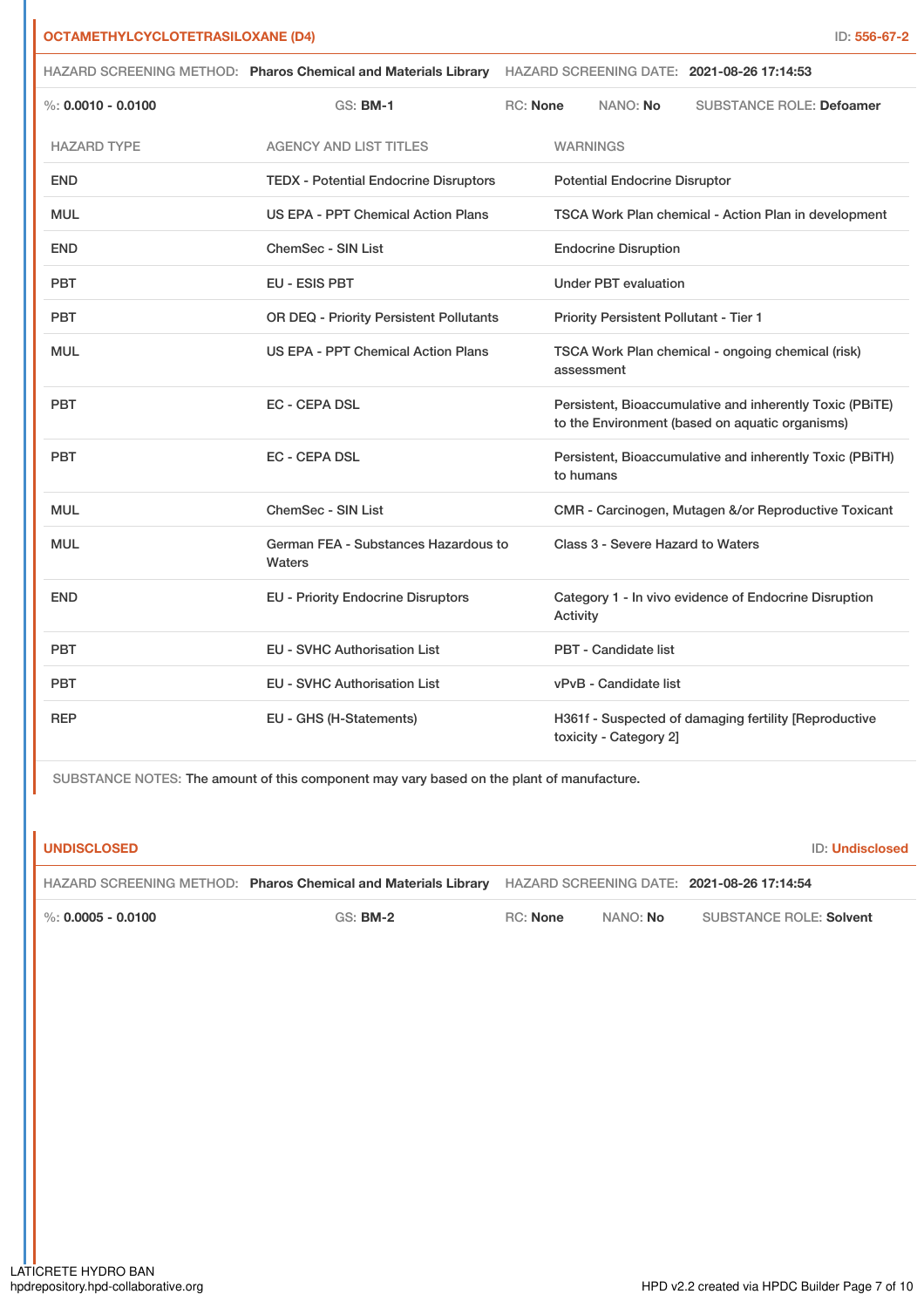## OCTAMETHYLCYCLOTETRASILOXANE (D4)

ID: 556-67-2

HAZARD SCREENING METHOD: **Pharos Chemical and Materials Library** HAZARD SCREENING DATE: **2021-08-26 17:14:53**

%: **0.0010 - 0.0100** GS: **BM-1** RC: **None** NANO: **No** SUBSTANCE ROLE: **Defoamer**

| HAZARD TYPE | AGENCY AND LIST TITLES | WARNINGS |
|---|---|---|
| END | TEDX - Potential Endocrine Disruptors | Potential Endocrine Disruptor |
| MUL | US EPA - PPT Chemical Action Plans | TSCA Work Plan chemical - Action Plan in development |
| END | ChemSec - SIN List | Endocrine Disruption |
| PBT | EU - ESIS PBT | Under PBT evaluation |
| PBT | OR DEQ - Priority Persistent Pollutants | Priority Persistent Pollutant - Tier 1 |
| MUL | US EPA - PPT Chemical Action Plans | TSCA Work Plan chemical - ongoing chemical (risk) assessment |
| PBT | EC - CEPA DSL | Persistent, Bioaccumulative and inherently Toxic (PBiTE) to the Environment (based on aquatic organisms) |
| PBT | EC - CEPA DSL | Persistent, Bioaccumulative and inherently Toxic (PBiTH) to humans |
| MUL | ChemSec - SIN List | CMR - Carcinogen, Mutagen &/or Reproductive Toxicant |
| MUL | German FEA - Substances Hazardous to Waters | Class 3 - Severe Hazard to Waters |
| END | EU - Priority Endocrine Disruptors | Category 1 - In vivo evidence of Endocrine Disruption Activity |
| PBT | EU - SVHC Authorisation List | PBT - Candidate list |
| PBT | EU - SVHC Authorisation List | vPvB - Candidate list |
| REP | EU - GHS (H-Statements) | H361f - Suspected of damaging fertility [Reproductive toxicity - Category 2] |

SUBSTANCE NOTES: The amount of this component may vary based on the plant of manufacture.

## UNDISCLOSED

ID: Undisclosed

HAZARD SCREENING METHOD: **Pharos Chemical and Materials Library** HAZARD SCREENING DATE: **2021-08-26 17:14:54**

%: **0.0005 - 0.0100** GS: **BM-2** RC: **None** NANO: **No** SUBSTANCE ROLE: **Solvent**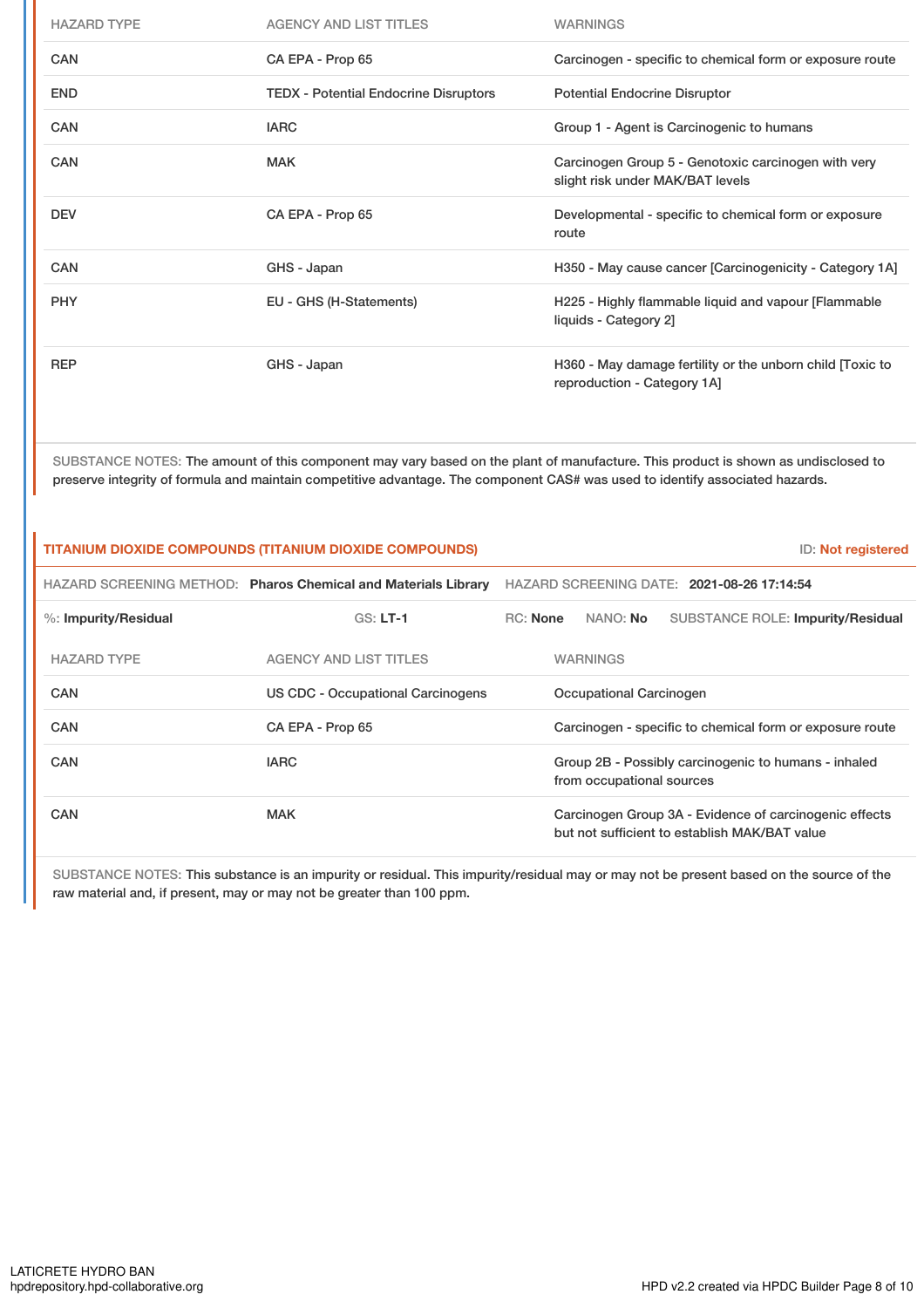| HAZARD TYPE | AGENCY AND LIST TITLES | WARNINGS |
|---|---|---|
| CAN | CA EPA - Prop 65 | Carcinogen - specific to chemical form or exposure route |
| END | TEDX - Potential Endocrine Disruptors | Potential Endocrine Disruptor |
| CAN | IARC | Group 1 - Agent is Carcinogenic to humans |
| CAN | MAK | Carcinogen Group 5 - Genotoxic carcinogen with very slight risk under MAK/BAT levels |
| DEV | CA EPA - Prop 65 | Developmental - specific to chemical form or exposure route |
| CAN | GHS - Japan | H350 - May cause cancer [Carcinogenicity - Category 1A] |
| PHY | EU - GHS (H-Statements) | H225 - Highly flammable liquid and vapour [Flammable liquids - Category 2] |
| REP | GHS - Japan | H360 - May damage fertility or the unborn child [Toxic to reproduction - Category 1A] |

SUBSTANCE NOTES: The amount of this component may vary based on the plant of manufacture. This product is shown as undisclosed to preserve integrity of formula and maintain competitive advantage. The component CAS# was used to identify associated hazards.

## TITANIUM DIOXIDE COMPOUNDS (TITANIUM DIOXIDE COMPOUNDS)

ID: **Not registered**

HAZARD SCREENING METHOD: **Pharos Chemical and Materials Library** HAZARD SCREENING DATE: **2021-08-26 17:14:54**

%: **Impurity/Residual** GS: **LT-1** RC: **None** NANO: **No** SUBSTANCE ROLE: **Impurity/Residual**

| HAZARD TYPE | AGENCY AND LIST TITLES | WARNINGS |
|---|---|---|
| CAN | US CDC - Occupational Carcinogens | Occupational Carcinogen |
| CAN | CA EPA - Prop 65 | Carcinogen - specific to chemical form or exposure route |
| CAN | IARC | Group 2B - Possibly carcinogenic to humans - inhaled from occupational sources |
| CAN | MAK | Carcinogen Group 3A - Evidence of carcinogenic effects but not sufficient to establish MAK/BAT value |

SUBSTANCE NOTES: This substance is an impurity or residual. This impurity/residual may or may not be present based on the source of the raw material and, if present, may or may not be greater than 100 ppm.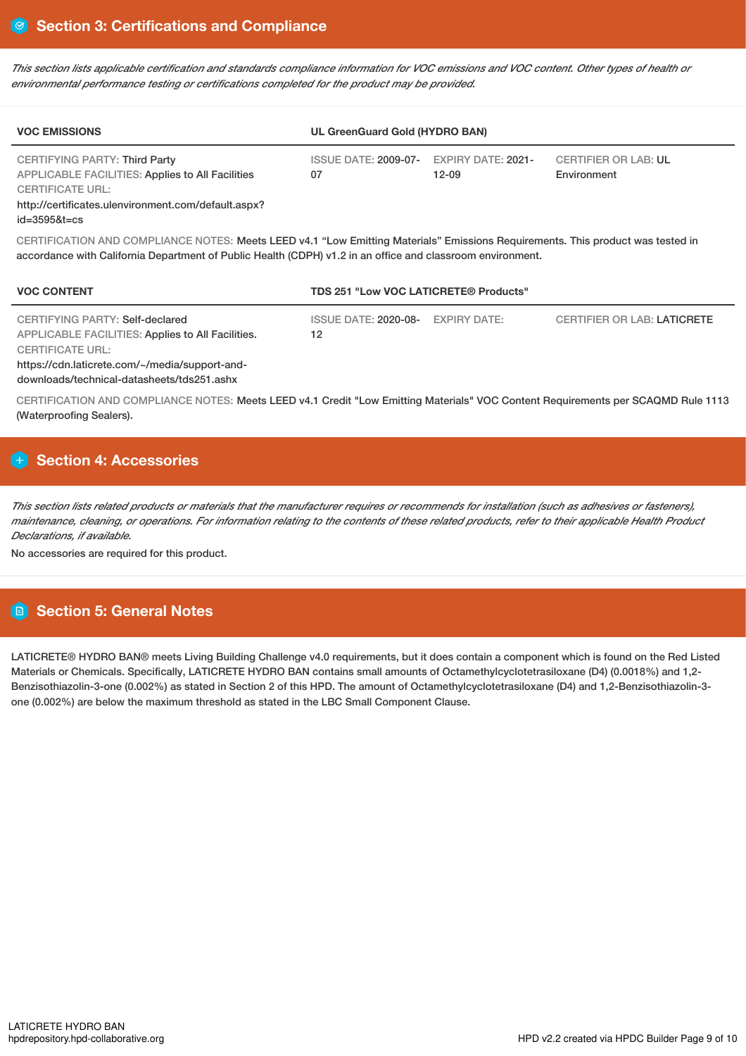## Section 3: Certifications and Compliance

*This section lists applicable certification and standards compliance information for VOC emissions and VOC content. Other types of health or environmental performance testing or certifications completed for the product may be provided.*

| VOC EMISSIONS | UL GreenGuard Gold (HYDRO BAN) | | |
|---|---|---|---|
| CERTIFYING PARTY: Third Party<br>APPLICABLE FACILITIES: Applies to All Facilities<br>CERTIFICATE URL:<br>http://certificates.ulenvironment.com/default.aspx?id=3595&t=cs | ISSUE DATE: 2009-07-07 | EXPIRY DATE: 2021-12-09 | CERTIFIER OR LAB: UL Environment |

CERTIFICATION AND COMPLIANCE NOTES: Meets LEED v4.1 "Low Emitting Materials" Emissions Requirements. This product was tested in accordance with California Department of Public Health (CDPH) v1.2 in an office and classroom environment.

| VOC CONTENT | TDS 251 "Low VOC LATICRETE® Products" | | |
|---|---|---|---|
| CERTIFYING PARTY: Self-declared<br>APPLICABLE FACILITIES: Applies to All Facilities.<br>CERTIFICATE URL:<br>https://cdn.laticrete.com/~/media/support-and-downloads/technical-datasheets/tds251.ashx | ISSUE DATE: 2020-08-12 | EXPIRY DATE: | CERTIFIER OR LAB: LATICRETE |

CERTIFICATION AND COMPLIANCE NOTES: Meets LEED v4.1 Credit "Low Emitting Materials" VOC Content Requirements per SCAQMD Rule 1113 (Waterproofing Sealers).

## Section 4: Accessories

*This section lists related products or materials that the manufacturer requires or recommends for installation (such as adhesives or fasteners), maintenance, cleaning, or operations. For information relating to the contents of these related products, refer to their applicable Health Product Declarations, if available.*

No accessories are required for this product.

## Section 5: General Notes

LATICRETE® HYDRO BAN® meets Living Building Challenge v4.0 requirements, but it does contain a component which is found on the Red Listed Materials or Chemicals. Specifically, LATICRETE HYDRO BAN contains small amounts of Octamethylcyclotetrasiloxane (D4) (0.0018%) and 1,2-Benzisothiazolin-3-one (0.002%) as stated in Section 2 of this HPD. The amount of Octamethylcyclotetrasiloxane (D4) and 1,2-Benzisothiazolin-3-one (0.002%) are below the maximum threshold as stated in the LBC Small Component Clause.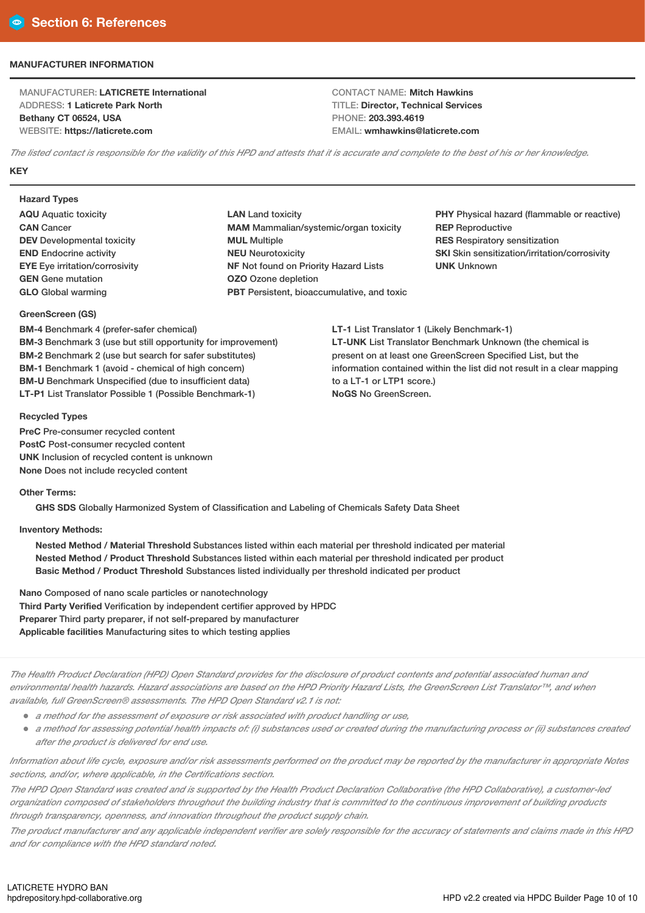## Section 6: References

### MANUFACTURER INFORMATION

MANUFACTURER: **LATICRETE International**
ADDRESS: **1 Laticrete Park North**
**Bethany CT 06524, USA**
WEBSITE: **https://laticrete.com**

CONTACT NAME: **Mitch Hawkins**
TITLE: **Director, Technical Services**
PHONE: **203.393.4619**
EMAIL: **wmhawkins@laticrete.com**

*The listed contact is responsible for the validity of this HPD and attests that it is accurate and complete to the best of his or her knowledge.*

### KEY

**Hazard Types**

**AQU** Aquatic toxicity
**CAN** Cancer
**DEV** Developmental toxicity
**END** Endocrine activity
**EYE** Eye irritation/corrosivity
**GEN** Gene mutation
**GLO** Global warming
**LAN** Land toxicity
**MAM** Mammalian/systemic/organ toxicity
**MUL** Multiple
**NEU** Neurotoxicity
**NF** Not found on Priority Hazard Lists
**OZO** Ozone depletion
**PBT** Persistent, bioaccumulative, and toxic
**PHY** Physical hazard (flammable or reactive)
**REP** Reproductive
**RES** Respiratory sensitization
**SKI** Skin sensitization/irritation/corrosivity
**UNK** Unknown

**GreenScreen (GS)**

**BM-4** Benchmark 4 (prefer-safer chemical)
**BM-3** Benchmark 3 (use but still opportunity for improvement)
**BM-2** Benchmark 2 (use but search for safer substitutes)
**BM-1** Benchmark 1 (avoid - chemical of high concern)
**BM-U** Benchmark Unspecified (due to insufficient data)
**LT-P1** List Translator Possible 1 (Possible Benchmark-1)
**LT-1** List Translator 1 (Likely Benchmark-1)
**LT-UNK** List Translator Benchmark Unknown (the chemical is present on at least one GreenScreen Specified List, but the information contained within the list did not result in a clear mapping to a LT-1 or LTP1 score.)
**NoGS** No GreenScreen.

**Recycled Types**

**PreC** Pre-consumer recycled content
**PostC** Post-consumer recycled content
**UNK** Inclusion of recycled content is unknown
**None** Does not include recycled content

**Other Terms:**

**GHS SDS** Globally Harmonized System of Classification and Labeling of Chemicals Safety Data Sheet

**Inventory Methods:**

**Nested Method / Material Threshold** Substances listed within each material per threshold indicated per material
**Nested Method / Product Threshold** Substances listed within each material per threshold indicated per product
**Basic Method / Product Threshold** Substances listed individually per threshold indicated per product

**Nano** Composed of nano scale particles or nanotechnology
**Third Party Verified** Verification by independent certifier approved by HPDC
**Preparer** Third party preparer, if not self-prepared by manufacturer
**Applicable facilities** Manufacturing sites to which testing applies

*The Health Product Declaration (HPD) Open Standard provides for the disclosure of product contents and potential associated human and environmental health hazards. Hazard associations are based on the HPD Priority Hazard Lists, the GreenScreen List Translator™, and when available, full GreenScreen® assessments. The HPD Open Standard v2.1 is not:*

- *a method for the assessment of exposure or risk associated with product handling or use,*
- *a method for assessing potential health impacts of: (i) substances used or created during the manufacturing process or (ii) substances created after the product is delivered for end use.*

*Information about life cycle, exposure and/or risk assessments performed on the product may be reported by the manufacturer in appropriate Notes sections, and/or, where applicable, in the Certifications section.*

*The HPD Open Standard was created and is supported by the Health Product Declaration Collaborative (the HPD Collaborative), a customer-led organization composed of stakeholders throughout the building industry that is committed to the continuous improvement of building products through transparency, openness, and innovation throughout the product supply chain.*

*The product manufacturer and any applicable independent verifier are solely responsible for the accuracy of statements and claims made in this HPD and for compliance with the HPD standard noted.*